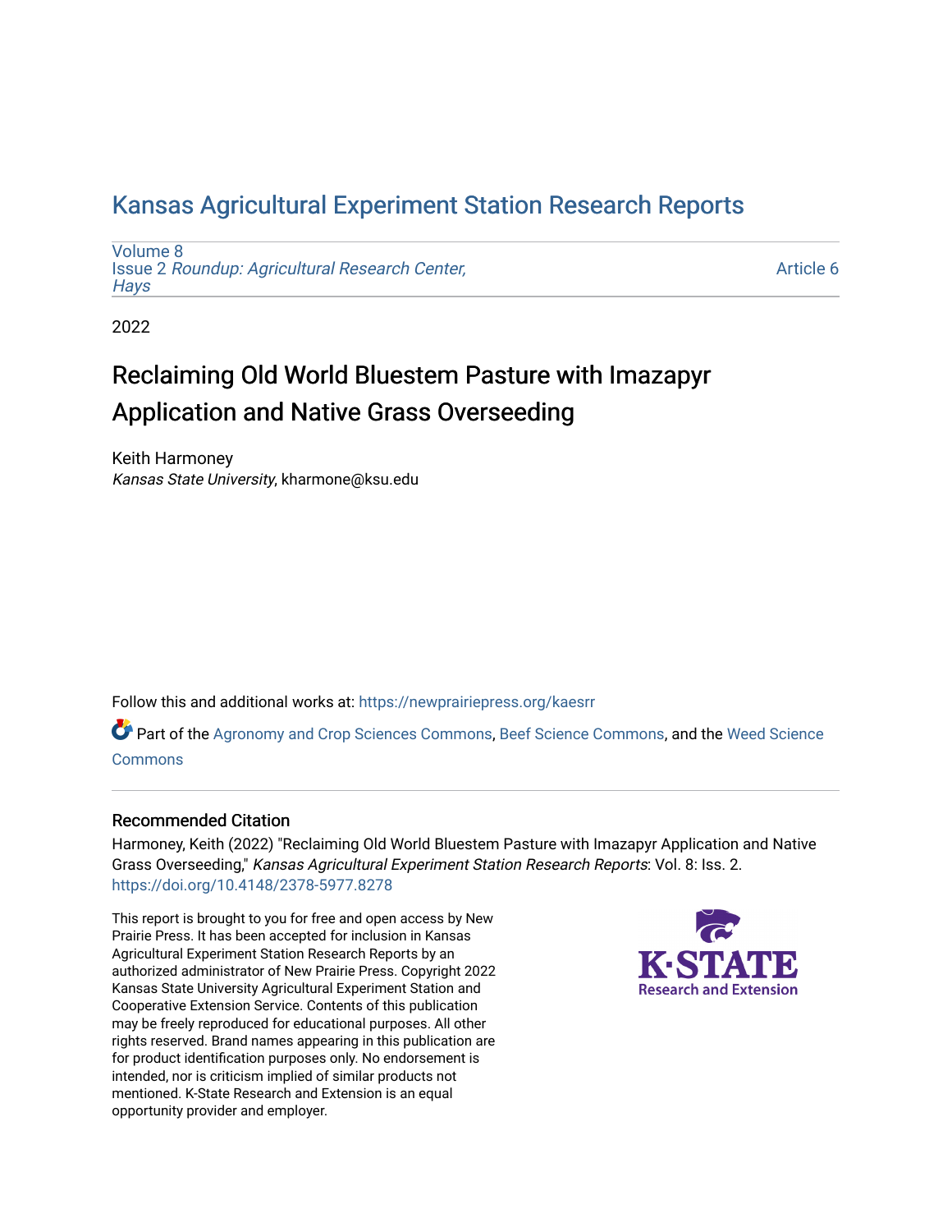# Kansas Agricultural Experiment Station Research Reports

Volume 8
Issue 2 *Roundup: Agricultural Research Center, Hays*

Article 6

2022

## Reclaiming Old World Bluestem Pasture with Imazapyr Application and Native Grass Overseeding

Keith Harmoney
*Kansas State University*, kharmone@ksu.edu

Follow this and additional works at: https://newprairiepress.org/kaesrr

Part of the Agronomy and Crop Sciences Commons, Beef Science Commons, and the Weed Science Commons

### Recommended Citation

Harmoney, Keith (2022) "Reclaiming Old World Bluestem Pasture with Imazapyr Application and Native Grass Overseeding," *Kansas Agricultural Experiment Station Research Reports*: Vol. 8: Iss. 2. https://doi.org/10.4148/2378-5977.8278

This report is brought to you for free and open access by New Prairie Press. It has been accepted for inclusion in Kansas Agricultural Experiment Station Research Reports by an authorized administrator of New Prairie Press. Copyright 2022 Kansas State University Agricultural Experiment Station and Cooperative Extension Service. Contents of this publication may be freely reproduced for educational purposes. All other rights reserved. Brand names appearing in this publication are for product identification purposes only. No endorsement is intended, nor is criticism implied of similar products not mentioned. K-State Research and Extension is an equal opportunity provider and employer.

K-STATE Research and Extension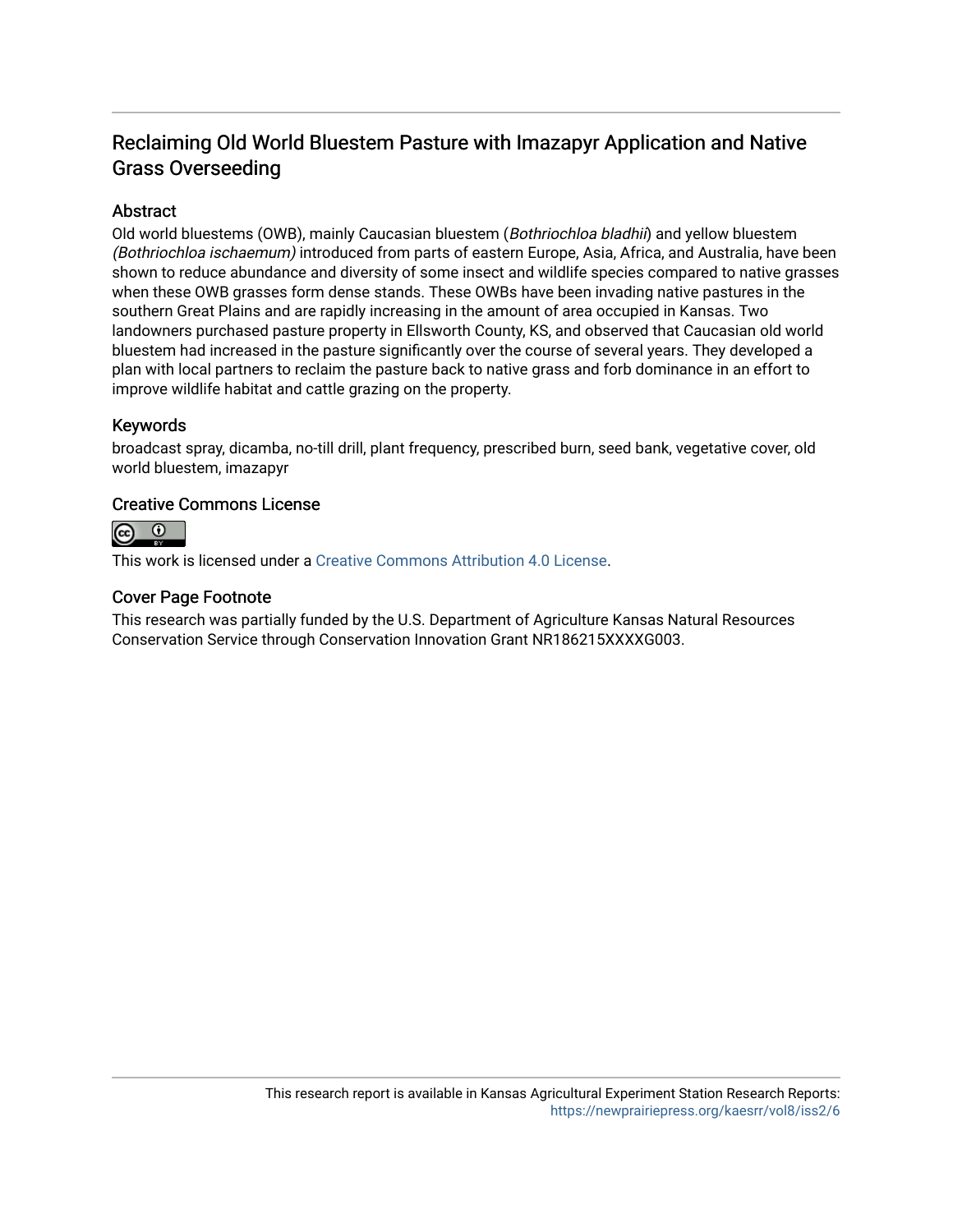# Reclaiming Old World Bluestem Pasture with Imazapyr Application and Native Grass Overseeding

## Abstract

Old world bluestems (OWB), mainly Caucasian bluestem (*Bothriochloa bladhii*) and yellow bluestem *(Bothriochloa ischaemum)* introduced from parts of eastern Europe, Asia, Africa, and Australia, have been shown to reduce abundance and diversity of some insect and wildlife species compared to native grasses when these OWB grasses form dense stands. These OWBs have been invading native pastures in the southern Great Plains and are rapidly increasing in the amount of area occupied in Kansas. Two landowners purchased pasture property in Ellsworth County, KS, and observed that Caucasian old world bluestem had increased in the pasture significantly over the course of several years. They developed a plan with local partners to reclaim the pasture back to native grass and forb dominance in an effort to improve wildlife habitat and cattle grazing on the property.

## Keywords

broadcast spray, dicamba, no-till drill, plant frequency, prescribed burn, seed bank, vegetative cover, old world bluestem, imazapyr

## Creative Commons License

This work is licensed under a Creative Commons Attribution 4.0 License.

## Cover Page Footnote

This research was partially funded by the U.S. Department of Agriculture Kansas Natural Resources Conservation Service through Conservation Innovation Grant NR186215XXXXG003.

This research report is available in Kansas Agricultural Experiment Station Research Reports: https://newprairiepress.org/kaesrr/vol8/iss2/6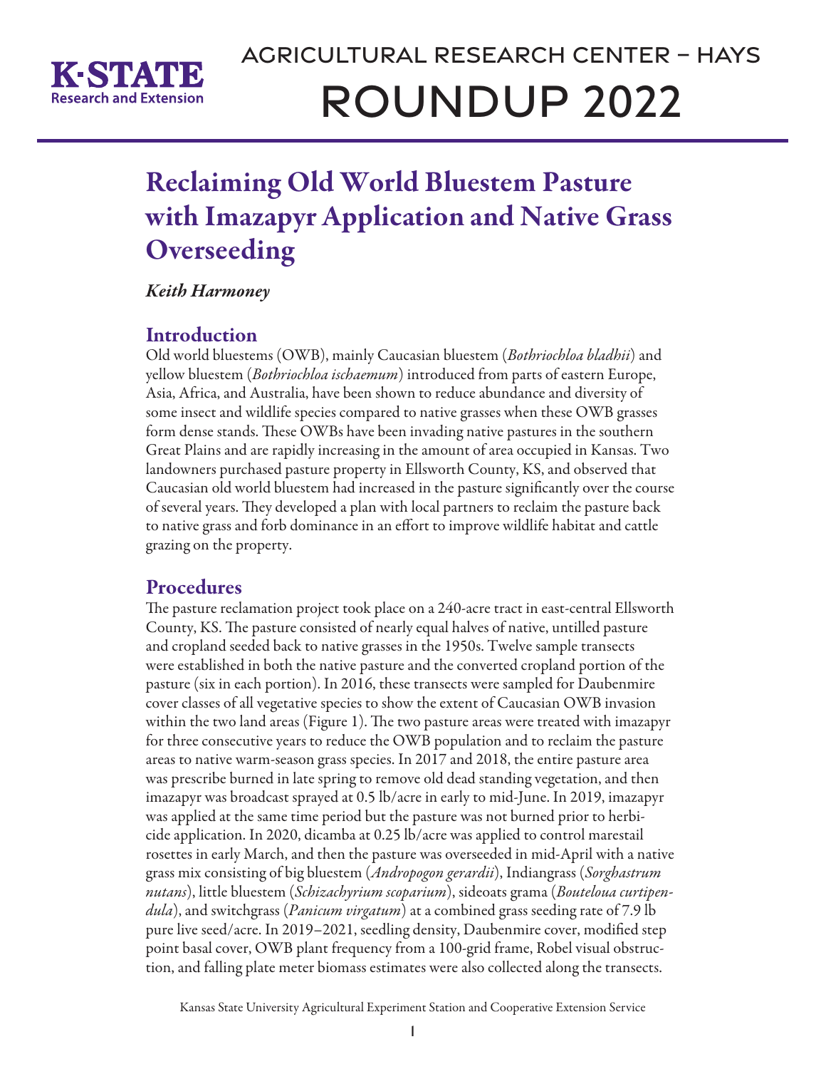# Reclaiming Old World Bluestem Pasture with Imazapyr Application and Native Grass Overseeding

*Keith Harmoney*

## Introduction

Old world bluestems (OWB), mainly Caucasian bluestem (*Bothriochloa bladhii*) and yellow bluestem (*Bothriochloa ischaemum*) introduced from parts of eastern Europe, Asia, Africa, and Australia, have been shown to reduce abundance and diversity of some insect and wildlife species compared to native grasses when these OWB grasses form dense stands. These OWBs have been invading native pastures in the southern Great Plains and are rapidly increasing in the amount of area occupied in Kansas. Two landowners purchased pasture property in Ellsworth County, KS, and observed that Caucasian old world bluestem had increased in the pasture significantly over the course of several years. They developed a plan with local partners to reclaim the pasture back to native grass and forb dominance in an effort to improve wildlife habitat and cattle grazing on the property.

## Procedures

The pasture reclamation project took place on a 240-acre tract in east-central Ellsworth County, KS. The pasture consisted of nearly equal halves of native, untilled pasture and cropland seeded back to native grasses in the 1950s. Twelve sample transects were established in both the native pasture and the converted cropland portion of the pasture (six in each portion). In 2016, these transects were sampled for Daubenmire cover classes of all vegetative species to show the extent of Caucasian OWB invasion within the two land areas (Figure 1). The two pasture areas were treated with imazapyr for three consecutive years to reduce the OWB population and to reclaim the pasture areas to native warm-season grass species. In 2017 and 2018, the entire pasture area was prescribe burned in late spring to remove old dead standing vegetation, and then imazapyr was broadcast sprayed at 0.5 lb/acre in early to mid-June. In 2019, imazapyr was applied at the same time period but the pasture was not burned prior to herbicide application. In 2020, dicamba at 0.25 lb/acre was applied to control marestail rosettes in early March, and then the pasture was overseeded in mid-April with a native grass mix consisting of big bluestem (*Andropogon gerardii*), Indiangrass (*Sorghastrum nutans*), little bluestem (*Schizachyrium scoparium*), sideoats grama (*Bouteloua curtipendula*), and switchgrass (*Panicum virgatum*) at a combined grass seeding rate of 7.9 lb pure live seed/acre. In 2019–2021, seedling density, Daubenmire cover, modified step point basal cover, OWB plant frequency from a 100-grid frame, Robel visual obstruction, and falling plate meter biomass estimates were also collected along the transects.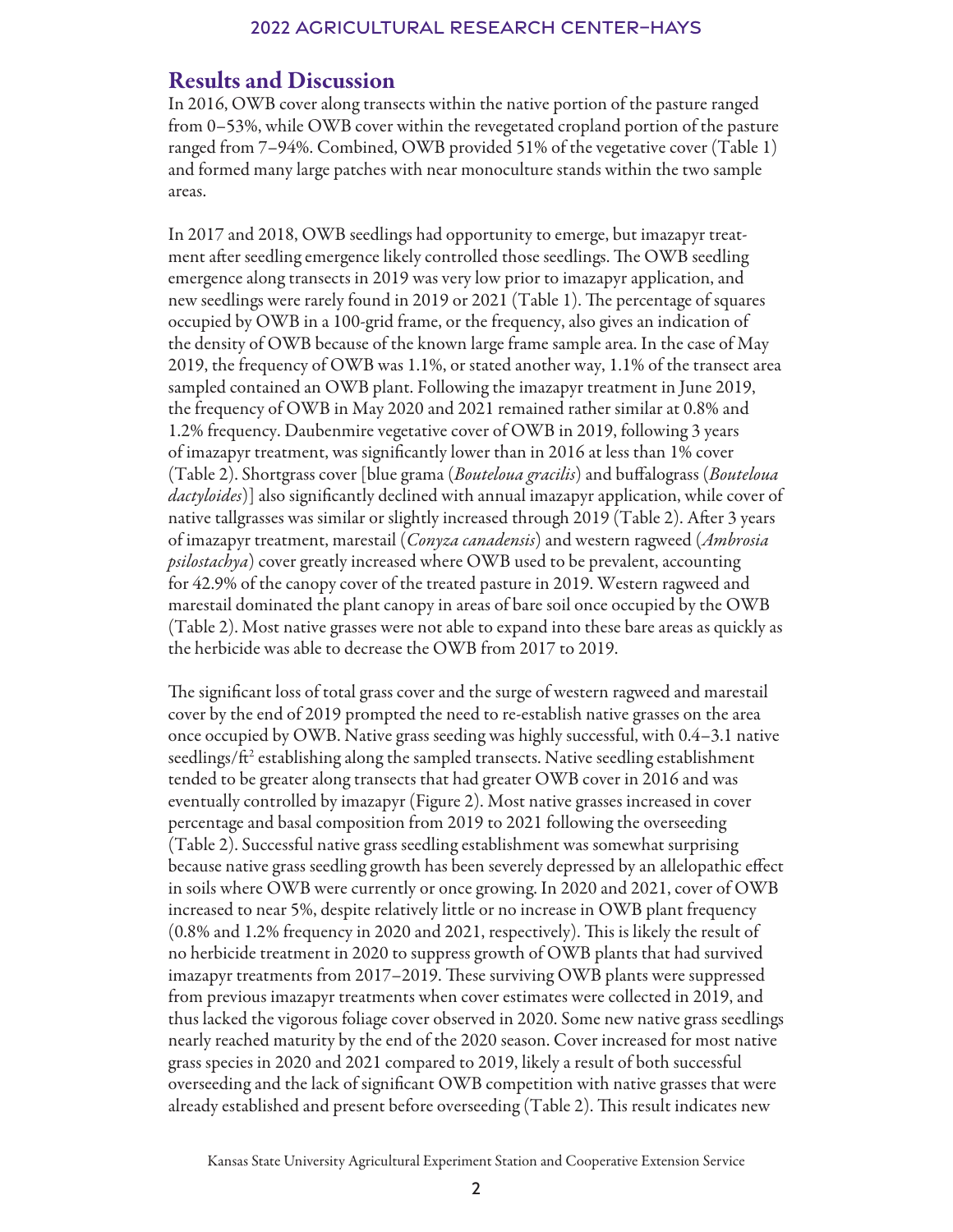## Results and Discussion

In 2016, OWB cover along transects within the native portion of the pasture ranged from 0–53%, while OWB cover within the revegetated cropland portion of the pasture ranged from 7–94%. Combined, OWB provided 51% of the vegetative cover (Table 1) and formed many large patches with near monoculture stands within the two sample areas.

In 2017 and 2018, OWB seedlings had opportunity to emerge, but imazapyr treatment after seedling emergence likely controlled those seedlings. The OWB seedling emergence along transects in 2019 was very low prior to imazapyr application, and new seedlings were rarely found in 2019 or 2021 (Table 1). The percentage of squares occupied by OWB in a 100-grid frame, or the frequency, also gives an indication of the density of OWB because of the known large frame sample area. In the case of May 2019, the frequency of OWB was 1.1%, or stated another way, 1.1% of the transect area sampled contained an OWB plant. Following the imazapyr treatment in June 2019, the frequency of OWB in May 2020 and 2021 remained rather similar at 0.8% and 1.2% frequency. Daubenmire vegetative cover of OWB in 2019, following 3 years of imazapyr treatment, was significantly lower than in 2016 at less than 1% cover (Table 2). Shortgrass cover [blue grama (*Bouteloua gracilis*) and buffalograss (*Bouteloua dactyloides*)] also significantly declined with annual imazapyr application, while cover of native tallgrasses was similar or slightly increased through 2019 (Table 2). After 3 years of imazapyr treatment, marestail (*Conyza canadensis*) and western ragweed (*Ambrosia psilostachya*) cover greatly increased where OWB used to be prevalent, accounting for 42.9% of the canopy cover of the treated pasture in 2019. Western ragweed and marestail dominated the plant canopy in areas of bare soil once occupied by the OWB (Table 2). Most native grasses were not able to expand into these bare areas as quickly as the herbicide was able to decrease the OWB from 2017 to 2019.

The significant loss of total grass cover and the surge of western ragweed and marestail cover by the end of 2019 prompted the need to re-establish native grasses on the area once occupied by OWB. Native grass seeding was highly successful, with 0.4–3.1 native seedlings/ft$^2$ establishing along the sampled transects. Native seedling establishment tended to be greater along transects that had greater OWB cover in 2016 and was eventually controlled by imazapyr (Figure 2). Most native grasses increased in cover percentage and basal composition from 2019 to 2021 following the overseeding (Table 2). Successful native grass seedling establishment was somewhat surprising because native grass seedling growth has been severely depressed by an allelopathic effect in soils where OWB were currently or once growing. In 2020 and 2021, cover of OWB increased to near 5%, despite relatively little or no increase in OWB plant frequency (0.8% and 1.2% frequency in 2020 and 2021, respectively). This is likely the result of no herbicide treatment in 2020 to suppress growth of OWB plants that had survived imazapyr treatments from 2017–2019. These surviving OWB plants were suppressed from previous imazapyr treatments when cover estimates were collected in 2019, and thus lacked the vigorous foliage cover observed in 2020. Some new native grass seedlings nearly reached maturity by the end of the 2020 season. Cover increased for most native grass species in 2020 and 2021 compared to 2019, likely a result of both successful overseeding and the lack of significant OWB competition with native grasses that were already established and present before overseeding (Table 2). This result indicates new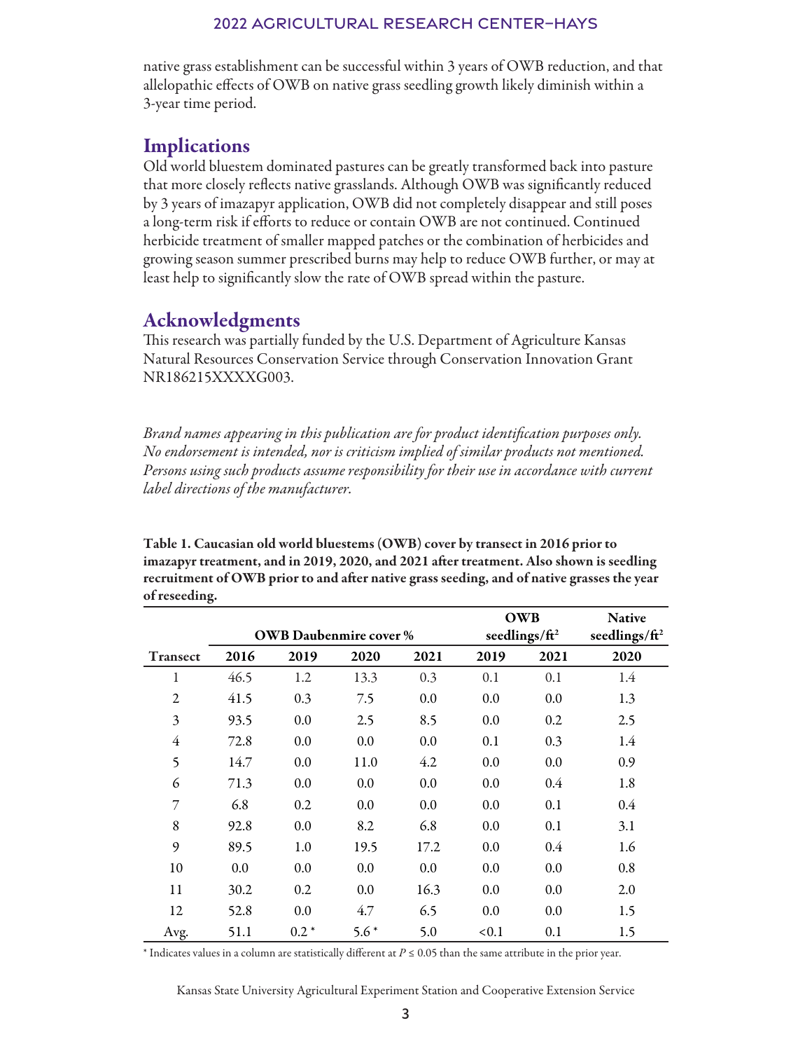native grass establishment can be successful within 3 years of OWB reduction, and that allelopathic effects of OWB on native grass seedling growth likely diminish within a 3-year time period.

## Implications

Old world bluestem dominated pastures can be greatly transformed back into pasture that more closely reflects native grasslands. Although OWB was significantly reduced by 3 years of imazapyr application, OWB did not completely disappear and still poses a long-term risk if efforts to reduce or contain OWB are not continued. Continued herbicide treatment of smaller mapped patches or the combination of herbicides and growing season summer prescribed burns may help to reduce OWB further, or may at least help to significantly slow the rate of OWB spread within the pasture.

## Acknowledgments

This research was partially funded by the U.S. Department of Agriculture Kansas Natural Resources Conservation Service through Conservation Innovation Grant NR186215XXXXG003.

*Brand names appearing in this publication are for product identification purposes only. No endorsement is intended, nor is criticism implied of similar products not mentioned. Persons using such products assume responsibility for their use in accordance with current label directions of the manufacturer.*

**Table 1. Caucasian old world bluestems (OWB) cover by transect in 2016 prior to imazapyr treatment, and in 2019, 2020, and 2021 after treatment. Also shown is seedling recruitment of OWB prior to and after native grass seeding, and of native grasses the year of reseeding.**

| | OWB Daubenmire cover % | | | | OWB seedlings/ft² | | Native seedlings/ft² |
|---|---|---|---|---|---|---|---|
| Transect | 2016 | 2019 | 2020 | 2021 | 2019 | 2021 | 2020 |
| 1 | 46.5 | 1.2 | 13.3 | 0.3 | 0.1 | 0.1 | 1.4 |
| 2 | 41.5 | 0.3 | 7.5 | 0.0 | 0.0 | 0.0 | 1.3 |
| 3 | 93.5 | 0.0 | 2.5 | 8.5 | 0.0 | 0.2 | 2.5 |
| 4 | 72.8 | 0.0 | 0.0 | 0.0 | 0.1 | 0.3 | 1.4 |
| 5 | 14.7 | 0.0 | 11.0 | 4.2 | 0.0 | 0.0 | 0.9 |
| 6 | 71.3 | 0.0 | 0.0 | 0.0 | 0.0 | 0.4 | 1.8 |
| 7 | 6.8 | 0.2 | 0.0 | 0.0 | 0.0 | 0.1 | 0.4 |
| 8 | 92.8 | 0.0 | 8.2 | 6.8 | 0.0 | 0.1 | 3.1 |
| 9 | 89.5 | 1.0 | 19.5 | 17.2 | 0.0 | 0.4 | 1.6 |
| 10 | 0.0 | 0.0 | 0.0 | 0.0 | 0.0 | 0.0 | 0.8 |
| 11 | 30.2 | 0.2 | 0.0 | 16.3 | 0.0 | 0.0 | 2.0 |
| 12 | 52.8 | 0.0 | 4.7 | 6.5 | 0.0 | 0.0 | 1.5 |
| Avg. | 51.1 | 0.2 * | 5.6 * | 5.0 | <0.1 | 0.1 | 1.5 |

\* Indicates values in a column are statistically different at $P \leq 0.05$ than the same attribute in the prior year.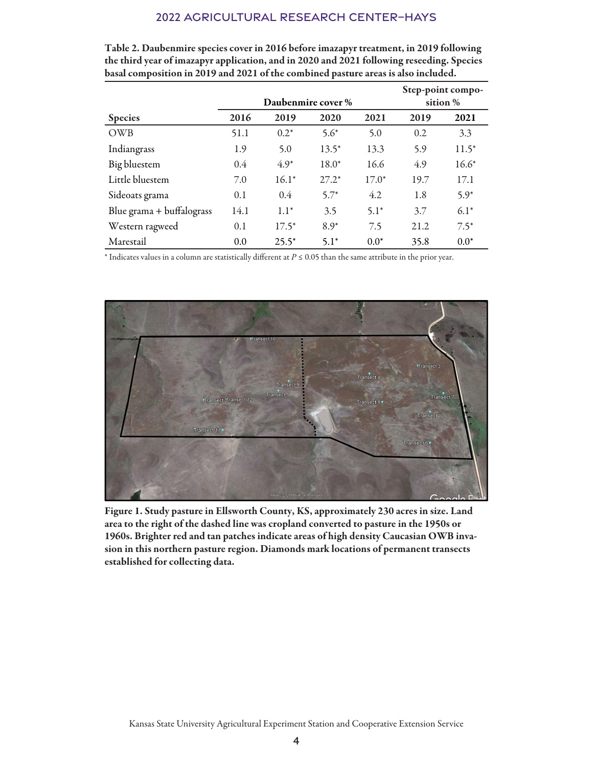**Table 2. Daubenmire species cover in 2016 before imazapyr treatment, in 2019 following the third year of imazapyr application, and in 2020 and 2021 following reseeding. Species basal composition in 2019 and 2021 of the combined pasture areas is also included.**

| | Daubenmire cover % | | | | Step-point composition % | |
|---|---|---|---|---|---|---|
| **Species** | **2016** | **2019** | **2020** | **2021** | **2019** | **2021** |
| OWB | 51.1 | 0.2* | 5.6* | 5.0 | 0.2 | 3.3 |
| Indiangrass | 1.9 | 5.0 | 13.5* | 13.3 | 5.9 | 11.5* |
| Big bluestem | 0.4 | 4.9* | 18.0* | 16.6 | 4.9 | 16.6* |
| Little bluestem | 7.0 | 16.1* | 27.2* | 17.0* | 19.7 | 17.1 |
| Sideoats grama | 0.1 | 0.4 | 5.7* | 4.2 | 1.8 | 5.9* |
| Blue grama + buffalograss | 14.1 | 1.1* | 3.5 | 5.1* | 3.7 | 6.1* |
| Western ragweed | 0.1 | 17.5* | 8.9* | 7.5 | 21.2 | 7.5* |
| Marestail | 0.0 | 25.5* | 5.1* | 0.0* | 35.8 | 0.0* |

* Indicates values in a column are statistically different at $P \leq 0.05$ than the same attribute in the prior year.

**Figure 1. Study pasture in Ellsworth County, KS, approximately 230 acres in size. Land area to the right of the dashed line was cropland converted to pasture in the 1950s or 1960s. Brighter red and tan patches indicate areas of high density Caucasian OWB invasion in this northern pasture region. Diamonds mark locations of permanent transects established for collecting data.**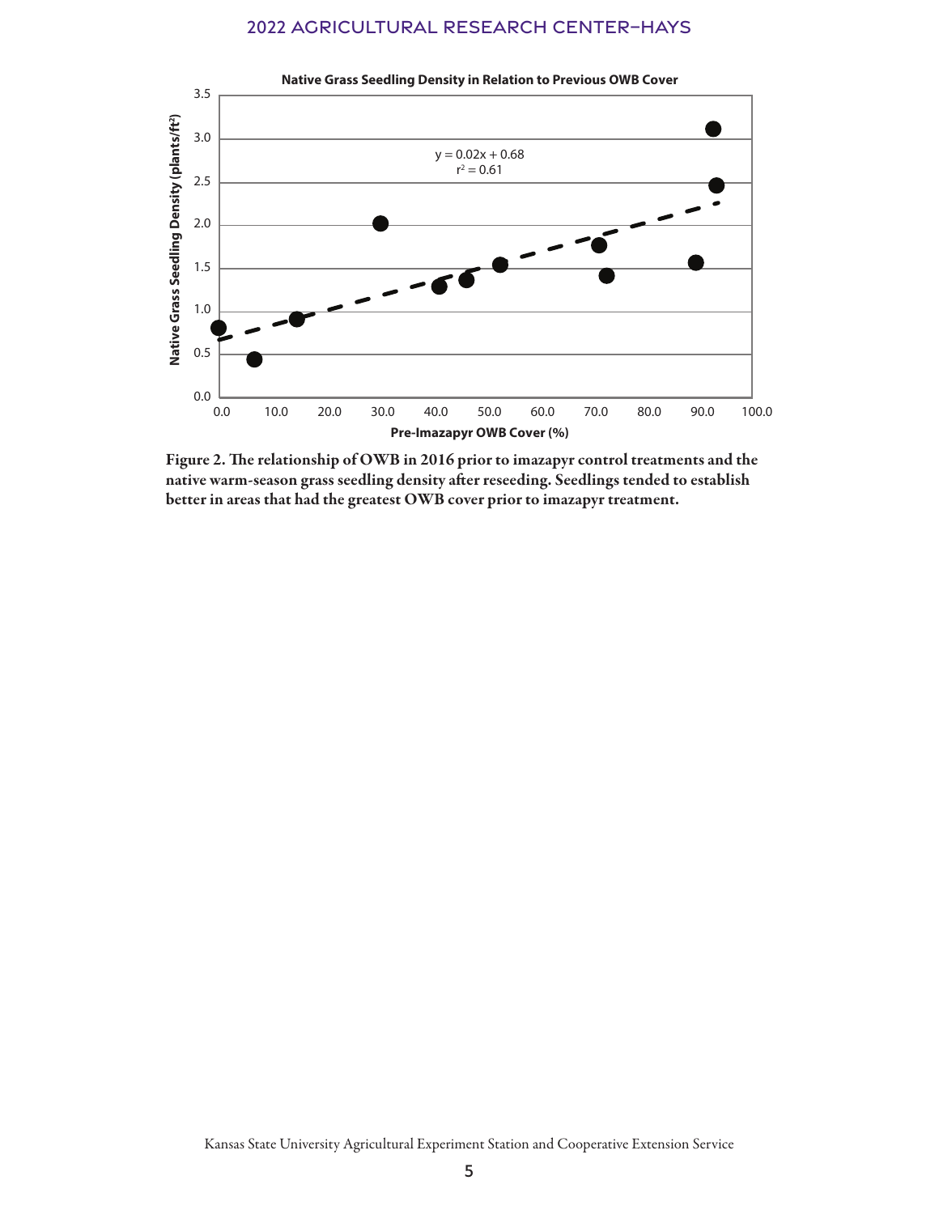Native Grass Seedling Density in Relation to Previous OWB Cover

Native Grass Seedling Density (plants/ft²)

3.5
3.0
2.5
2.0
1.5
1.0
0.5
0.0

$y = 0.02x + 0.68$
$r^2 = 0.61$

0.0 10.0 20.0 30.0 40.0 50.0 60.0 70.0 80.0 90.0 100.0

Pre-Imazapyr OWB Cover (%)

**Figure 2. The relationship of OWB in 2016 prior to imazapyr control treatments and the native warm-season grass seedling density after reseeding. Seedlings tended to establish better in areas that had the greatest OWB cover prior to imazapyr treatment.**